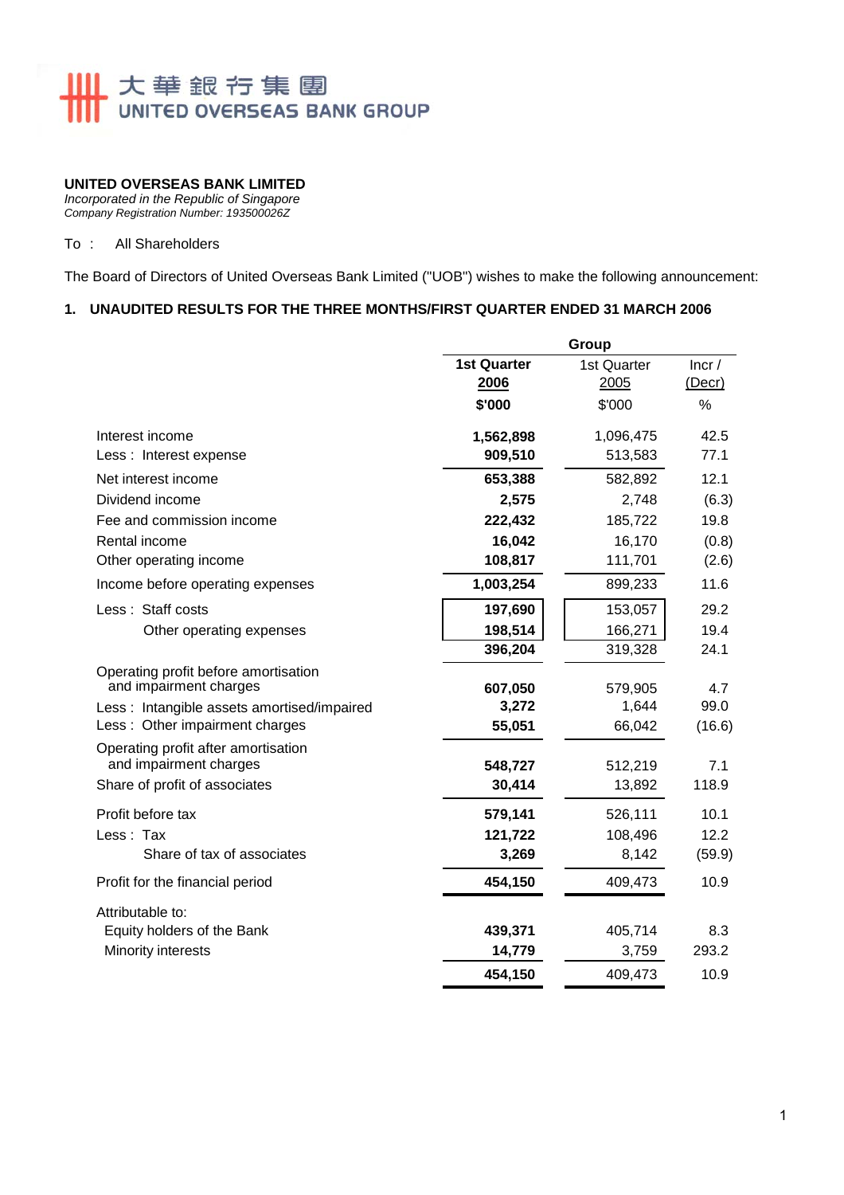大華銀行集團
UNITED OVERSEAS BANK GROUP

**UNITED OVERSEAS BANK LIMITED**
*Incorporated in the Republic of Singapore*
*Company Registration Number: 193500026Z*

To : All Shareholders

The Board of Directors of United Overseas Bank Limited ("UOB") wishes to make the following announcement:

## 1. UNAUDITED RESULTS FOR THE THREE MONTHS/FIRST QUARTER ENDED 31 MARCH 2006

| | Group | | |
|---|---|---|---|
| | **1st Quarter 2006** | 1st Quarter 2005 | Incr / (Decr) |
| | **$'000** | $'000 | % |
| Interest income | **1,562,898** | 1,096,475 | 42.5 |
| Less : Interest expense | **909,510** | 513,583 | 77.1 |
| Net interest income | **653,388** | 582,892 | 12.1 |
| Dividend income | **2,575** | 2,748 | (6.3) |
| Fee and commission income | **222,432** | 185,722 | 19.8 |
| Rental income | **16,042** | 16,170 | (0.8) |
| Other operating income | **108,817** | 111,701 | (2.6) |
| Income before operating expenses | **1,003,254** | 899,233 | 11.6 |
| Less : Staff costs | **197,690** | 153,057 | 29.2 |
| Other operating expenses | **198,514** | 166,271 | 19.4 |
| | **396,204** | 319,328 | 24.1 |
| Operating profit before amortisation and impairment charges | **607,050** | 579,905 | 4.7 |
| Less : Intangible assets amortised/impaired | **3,272** | 1,644 | 99.0 |
| Less : Other impairment charges | **55,051** | 66,042 | (16.6) |
| Operating profit after amortisation and impairment charges | **548,727** | 512,219 | 7.1 |
| Share of profit of associates | **30,414** | 13,892 | 118.9 |
| Profit before tax | **579,141** | 526,111 | 10.1 |
| Less : Tax | **121,722** | 108,496 | 12.2 |
| Share of tax of associates | **3,269** | 8,142 | (59.9) |
| Profit for the financial period | **454,150** | 409,473 | 10.9 |
| Attributable to: | | | |
| Equity holders of the Bank | **439,371** | 405,714 | 8.3 |
| Minority interests | **14,779** | 3,759 | 293.2 |
| | **454,150** | 409,473 | 10.9 |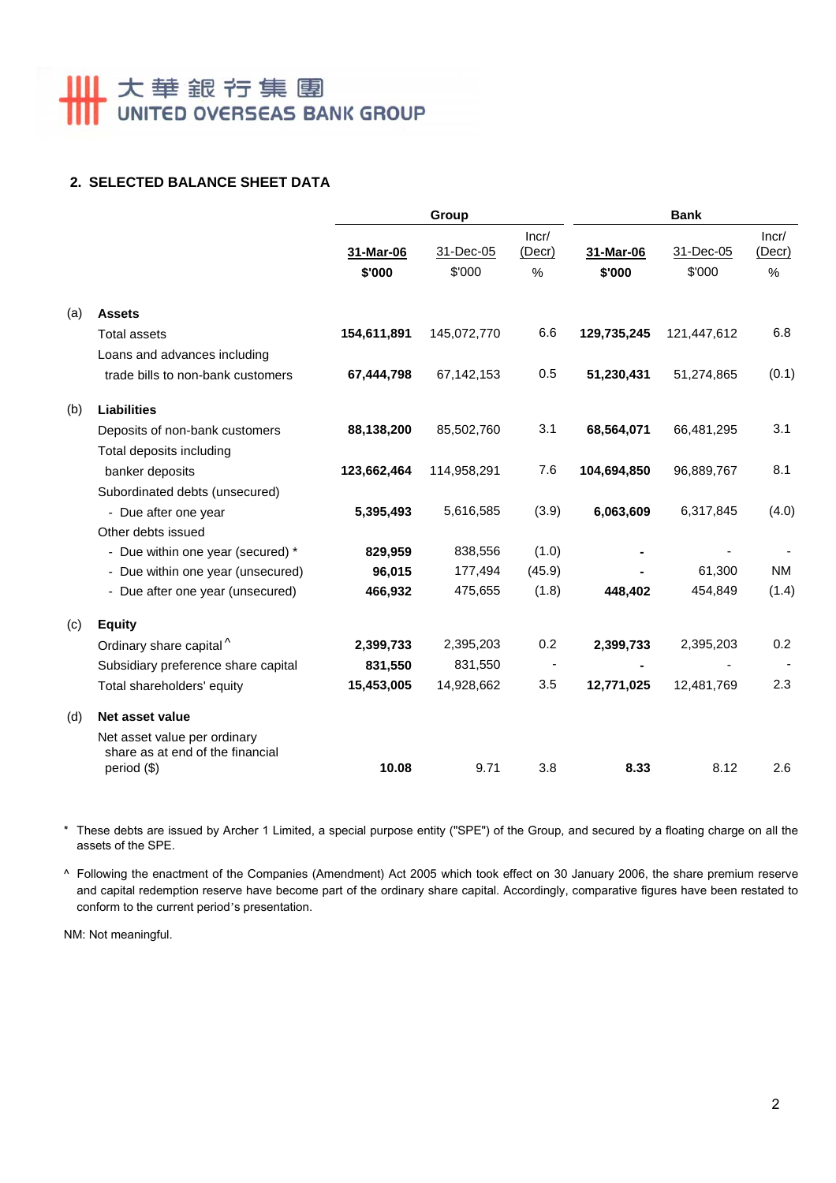## 2. SELECTED BALANCE SHEET DATA

| | | Group | | | Bank | | |
|---|---|---|---|---|---|---|---|
| | | **31-Mar-06** | 31-Dec-05 | Incr/ (Decr) | **31-Mar-06** | 31-Dec-05 | Incr/ (Decr) |
| | | **$'000** | $'000 | % | **$'000** | $'000 | % |
| (a) | **Assets** | | | | | | |
| | Total assets | **154,611,891** | 145,072,770 | 6.6 | **129,735,245** | 121,447,612 | 6.8 |
| | Loans and advances including trade bills to non-bank customers | **67,444,798** | 67,142,153 | 0.5 | **51,230,431** | 51,274,865 | (0.1) |
| (b) | **Liabilities** | | | | | | |
| | Deposits of non-bank customers | **88,138,200** | 85,502,760 | 3.1 | **68,564,071** | 66,481,295 | 3.1 |
| | Total deposits including banker deposits | **123,662,464** | 114,958,291 | 7.6 | **104,694,850** | 96,889,767 | 8.1 |
| | Subordinated debts (unsecured) | | | | | | |
| | - Due after one year | **5,395,493** | 5,616,585 | (3.9) | **6,063,609** | 6,317,845 | (4.0) |
| | Other debts issued | | | | | | |
| | - Due within one year (secured) * | **829,959** | 838,556 | (1.0) | **-** | - | - |
| | - Due within one year (unsecured) | **96,015** | 177,494 | (45.9) | **-** | 61,300 | NM |
| | - Due after one year (unsecured) | **466,932** | 475,655 | (1.8) | **448,402** | 454,849 | (1.4) |
| (c) | **Equity** | | | | | | |
| | Ordinary share capital ^ | **2,399,733** | 2,395,203 | 0.2 | **2,399,733** | 2,395,203 | 0.2 |
| | Subsidiary preference share capital | **831,550** | 831,550 | - | **-** | - | - |
| | Total shareholders' equity | **15,453,005** | 14,928,662 | 3.5 | **12,771,025** | 12,481,769 | 2.3 |
| (d) | **Net asset value** | | | | | | |
| | Net asset value per ordinary share as at end of the financial period ($) | **10.08** | 9.71 | 3.8 | **8.33** | 8.12 | 2.6 |

\* These debts are issued by Archer 1 Limited, a special purpose entity ("SPE") of the Group, and secured by a floating charge on all the assets of the SPE.

^ Following the enactment of the Companies (Amendment) Act 2005 which took effect on 30 January 2006, the share premium reserve and capital redemption reserve have become part of the ordinary share capital. Accordingly, comparative figures have been restated to conform to the current period's presentation.

NM: Not meaningful.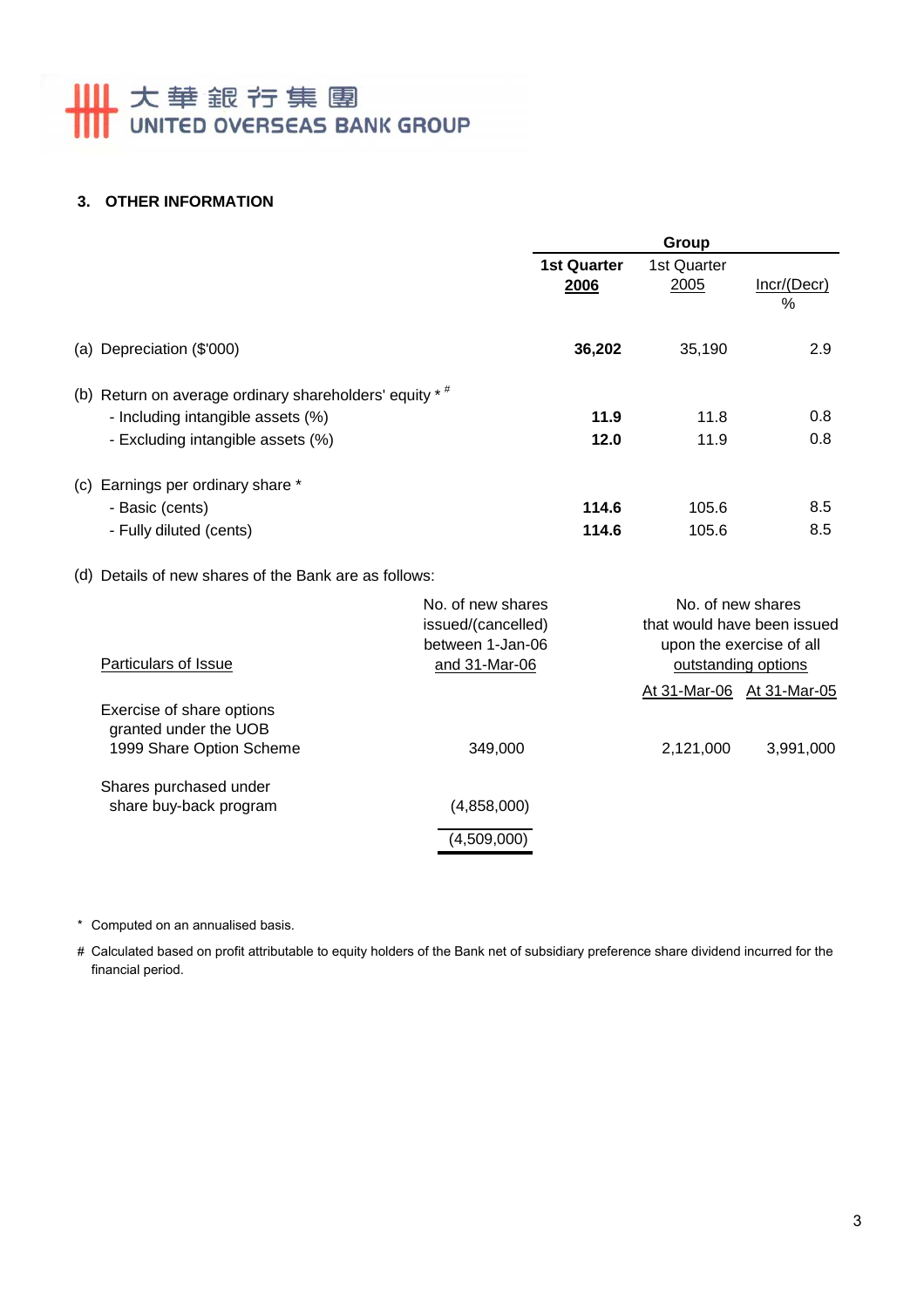## 3. OTHER INFORMATION

| | Group | | |
|---|---|---|---|
| | **1st Quarter 2006** | 1st Quarter 2005 | Incr/(Decr) % |
| (a) Depreciation ($'000) | **36,202** | 35,190 | 2.9 |
| (b) Return on average ordinary shareholders' equity * # | | | |
| - Including intangible assets (%) | **11.9** | 11.8 | 0.8 |
| - Excluding intangible assets (%) | **12.0** | 11.9 | 0.8 |
| (c) Earnings per ordinary share * | | | |
| - Basic (cents) | **114.6** | 105.6 | 8.5 |
| - Fully diluted (cents) | **114.6** | 105.6 | 8.5 |

(d) Details of new shares of the Bank are as follows:

| Particulars of Issue | No. of new shares issued/(cancelled) between 1-Jan-06 and 31-Mar-06 | No. of new shares that would have been issued upon the exercise of all outstanding options | |
|---|---|---|---|
| | | At 31-Mar-06 | At 31-Mar-05 |
| Exercise of share options granted under the UOB 1999 Share Option Scheme | 349,000 | 2,121,000 | 3,991,000 |
| Shares purchased under share buy-back program | (4,858,000) | | |
| | (4,509,000) | | |

\* Computed on an annualised basis.

\# Calculated based on profit attributable to equity holders of the Bank net of subsidiary preference share dividend incurred for the financial period.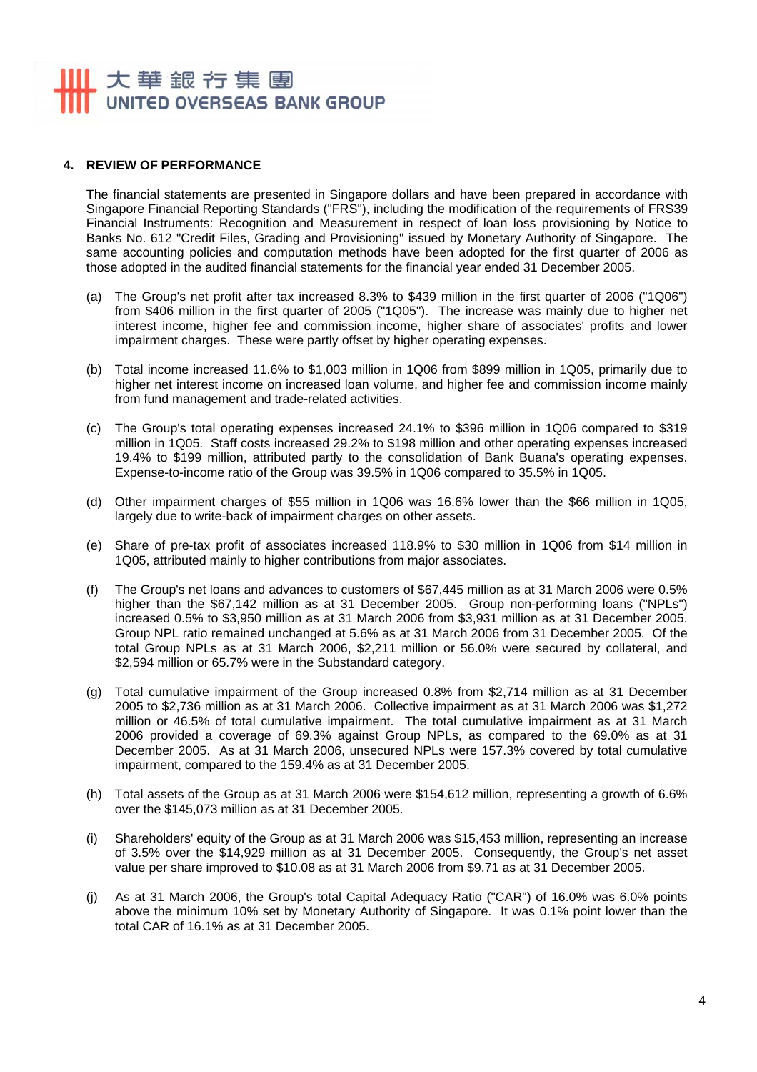## 4. REVIEW OF PERFORMANCE

The financial statements are presented in Singapore dollars and have been prepared in accordance with Singapore Financial Reporting Standards ("FRS"), including the modification of the requirements of FRS39 Financial Instruments: Recognition and Measurement in respect of loan loss provisioning by Notice to Banks No. 612 "Credit Files, Grading and Provisioning" issued by Monetary Authority of Singapore. The same accounting policies and computation methods have been adopted for the first quarter of 2006 as those adopted in the audited financial statements for the financial year ended 31 December 2005.

(a) The Group's net profit after tax increased 8.3% to $439 million in the first quarter of 2006 ("1Q06") from $406 million in the first quarter of 2005 ("1Q05"). The increase was mainly due to higher net interest income, higher fee and commission income, higher share of associates' profits and lower impairment charges. These were partly offset by higher operating expenses.

(b) Total income increased 11.6% to $1,003 million in 1Q06 from $899 million in 1Q05, primarily due to higher net interest income on increased loan volume, and higher fee and commission income mainly from fund management and trade-related activities.

(c) The Group's total operating expenses increased 24.1% to $396 million in 1Q06 compared to $319 million in 1Q05. Staff costs increased 29.2% to $198 million and other operating expenses increased 19.4% to $199 million, attributed partly to the consolidation of Bank Buana's operating expenses. Expense-to-income ratio of the Group was 39.5% in 1Q06 compared to 35.5% in 1Q05.

(d) Other impairment charges of $55 million in 1Q06 was 16.6% lower than the $66 million in 1Q05, largely due to write-back of impairment charges on other assets.

(e) Share of pre-tax profit of associates increased 118.9% to $30 million in 1Q06 from $14 million in 1Q05, attributed mainly to higher contributions from major associates.

(f) The Group's net loans and advances to customers of $67,445 million as at 31 March 2006 were 0.5% higher than the $67,142 million as at 31 December 2005. Group non-performing loans ("NPLs") increased 0.5% to $3,950 million as at 31 March 2006 from $3,931 million as at 31 December 2005. Group NPL ratio remained unchanged at 5.6% as at 31 March 2006 from 31 December 2005. Of the total Group NPLs as at 31 March 2006, $2,211 million or 56.0% were secured by collateral, and $2,594 million or 65.7% were in the Substandard category.

(g) Total cumulative impairment of the Group increased 0.8% from $2,714 million as at 31 December 2005 to $2,736 million as at 31 March 2006. Collective impairment as at 31 March 2006 was $1,272 million or 46.5% of total cumulative impairment. The total cumulative impairment as at 31 March 2006 provided a coverage of 69.3% against Group NPLs, as compared to the 69.0% as at 31 December 2005. As at 31 March 2006, unsecured NPLs were 157.3% covered by total cumulative impairment, compared to the 159.4% as at 31 December 2005.

(h) Total assets of the Group as at 31 March 2006 were $154,612 million, representing a growth of 6.6% over the $145,073 million as at 31 December 2005.

(i) Shareholders' equity of the Group as at 31 March 2006 was $15,453 million, representing an increase of 3.5% over the $14,929 million as at 31 December 2005. Consequently, the Group's net asset value per share improved to $10.08 as at 31 March 2006 from $9.71 as at 31 December 2005.

(j) As at 31 March 2006, the Group's total Capital Adequacy Ratio ("CAR") of 16.0% was 6.0% points above the minimum 10% set by Monetary Authority of Singapore. It was 0.1% point lower than the total CAR of 16.1% as at 31 December 2005.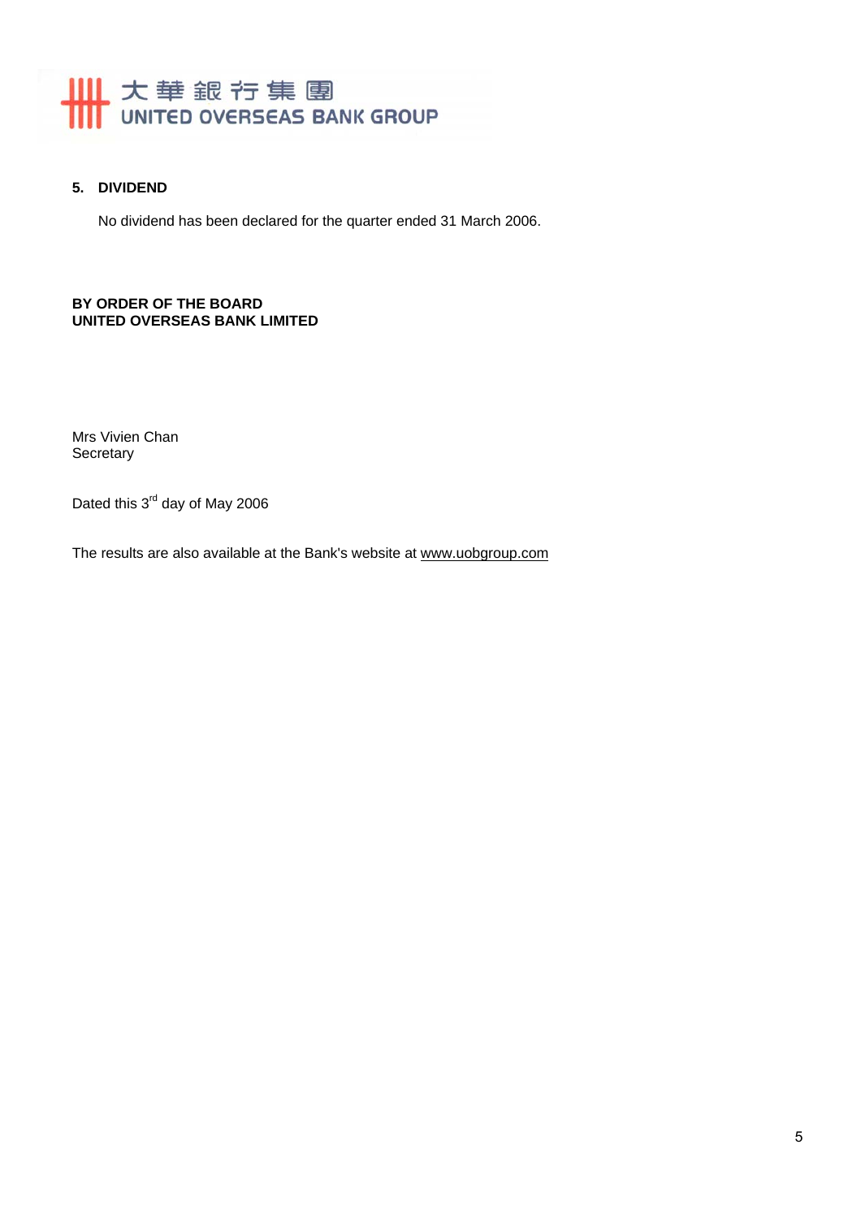## 5. DIVIDEND

No dividend has been declared for the quarter ended 31 March 2006.

**BY ORDER OF THE BOARD**
**UNITED OVERSEAS BANK LIMITED**

Mrs Vivien Chan
Secretary

Dated this 3rd day of May 2006

The results are also available at the Bank's website at www.uobgroup.com